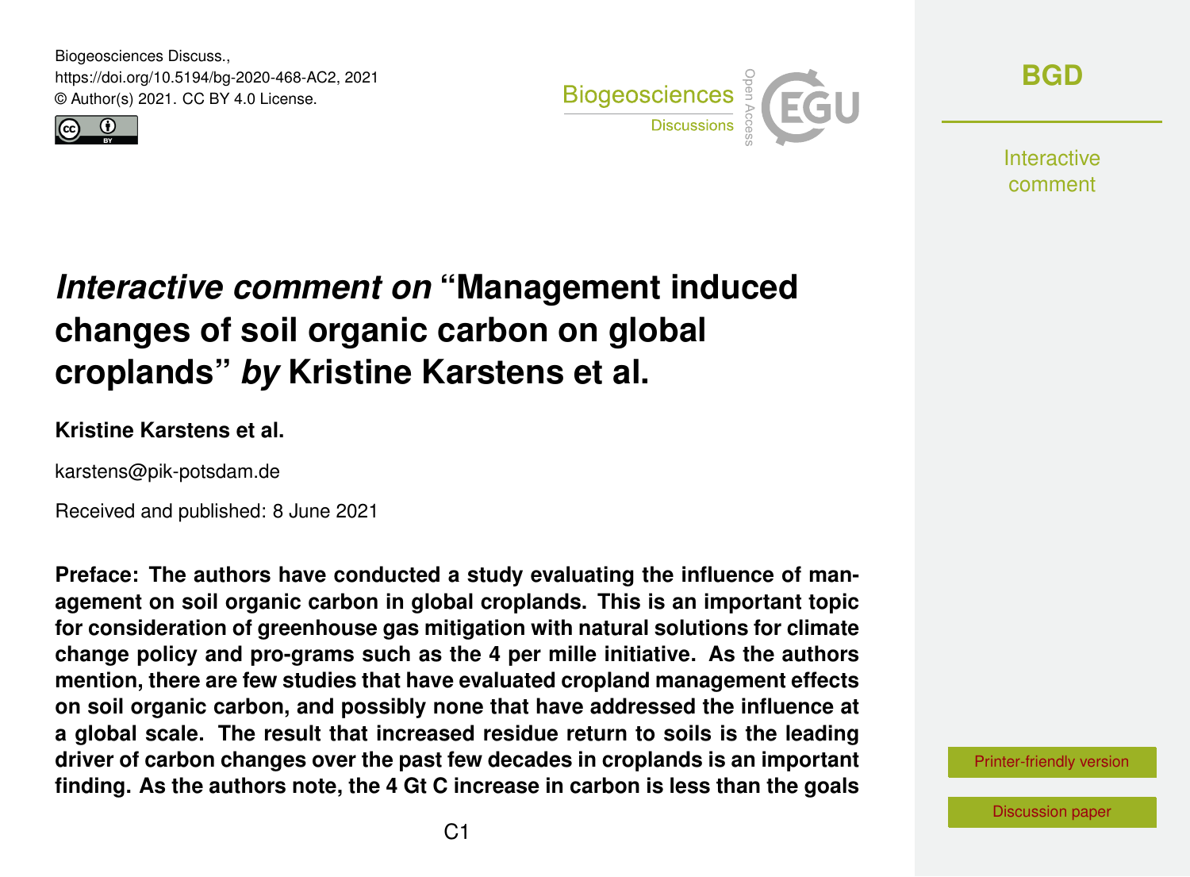Biogeosciences Discuss.,
https://doi.org/10.5194/bg-2020-468-AC2, 2021
© Author(s) 2021. CC BY 4.0 License.

# *Interactive comment on* "Management induced changes of soil organic carbon on global croplands" *by* Kristine Karstens et al.

**Kristine Karstens et al.**

karstens@pik-potsdam.de

Received and published: 8 June 2021

**Preface: The authors have conducted a study evaluating the influence of management on soil organic carbon in global croplands. This is an important topic for consideration of greenhouse gas mitigation with natural solutions for climate change policy and pro-grams such as the 4 per mille initiative. As the authors mention, there are few studies that have evaluated cropland management effects on soil organic carbon, and possibly none that have addressed the influence at a global scale. The result that increased residue return to soils is the leading driver of carbon changes over the past few decades in croplands is an important finding. As the authors note, the 4 Gt C increase in carbon is less than the goals**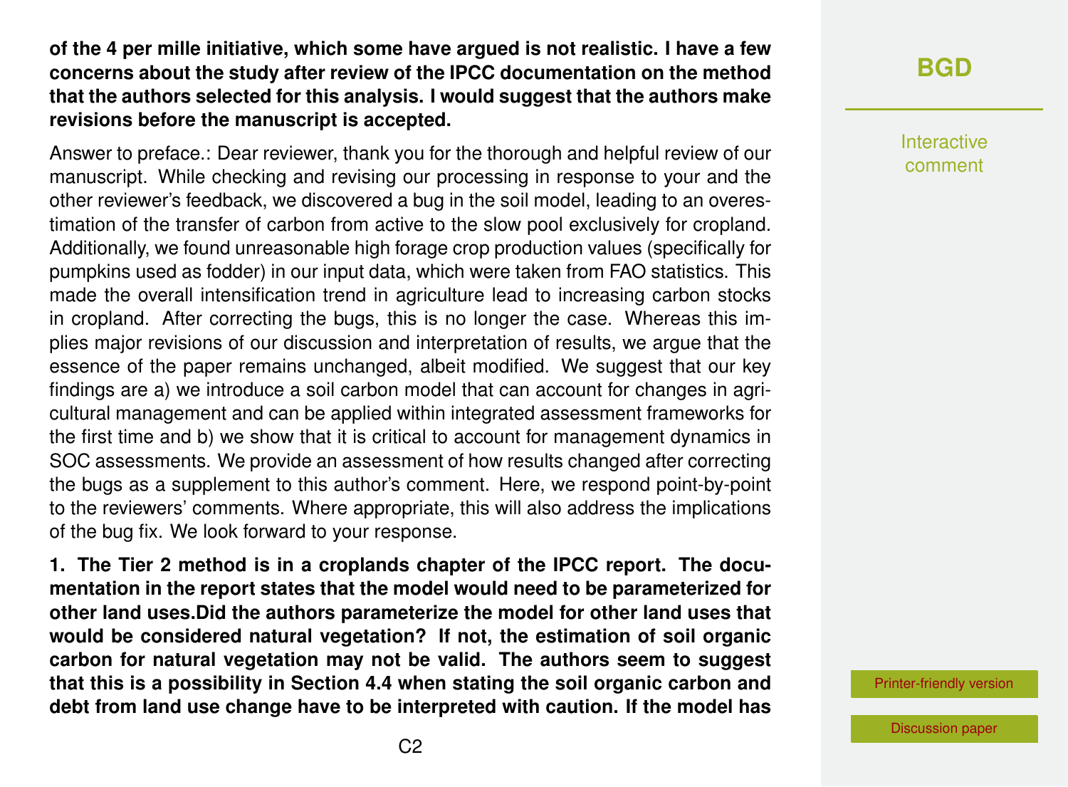**of the 4 per mille initiative, which some have argued is not realistic. I have a few concerns about the study after review of the IPCC documentation on the method that the authors selected for this analysis. I would suggest that the authors make revisions before the manuscript is accepted.**

Answer to preface.: Dear reviewer, thank you for the thorough and helpful review of our manuscript. While checking and revising our processing in response to your and the other reviewer's feedback, we discovered a bug in the soil model, leading to an overestimation of the transfer of carbon from active to the slow pool exclusively for cropland. Additionally, we found unreasonable high forage crop production values (specifically for pumpkins used as fodder) in our input data, which were taken from FAO statistics. This made the overall intensification trend in agriculture lead to increasing carbon stocks in cropland. After correcting the bugs, this is no longer the case. Whereas this implies major revisions of our discussion and interpretation of results, we argue that the essence of the paper remains unchanged, albeit modified. We suggest that our key findings are a) we introduce a soil carbon model that can account for changes in agricultural management and can be applied within integrated assessment frameworks for the first time and b) we show that it is critical to account for management dynamics in SOC assessments. We provide an assessment of how results changed after correcting the bugs as a supplement to this author's comment. Here, we respond point-by-point to the reviewers' comments. Where appropriate, this will also address the implications of the bug fix. We look forward to your response.

**1. The Tier 2 method is in a croplands chapter of the IPCC report. The documentation in the report states that the model would need to be parameterized for other land uses.Did the authors parameterize the model for other land uses that would be considered natural vegetation? If not, the estimation of soil organic carbon for natural vegetation may not be valid. The authors seem to suggest that this is a possibility in Section 4.4 when stating the soil organic carbon and debt from land use change have to be interpreted with caution. If the model has**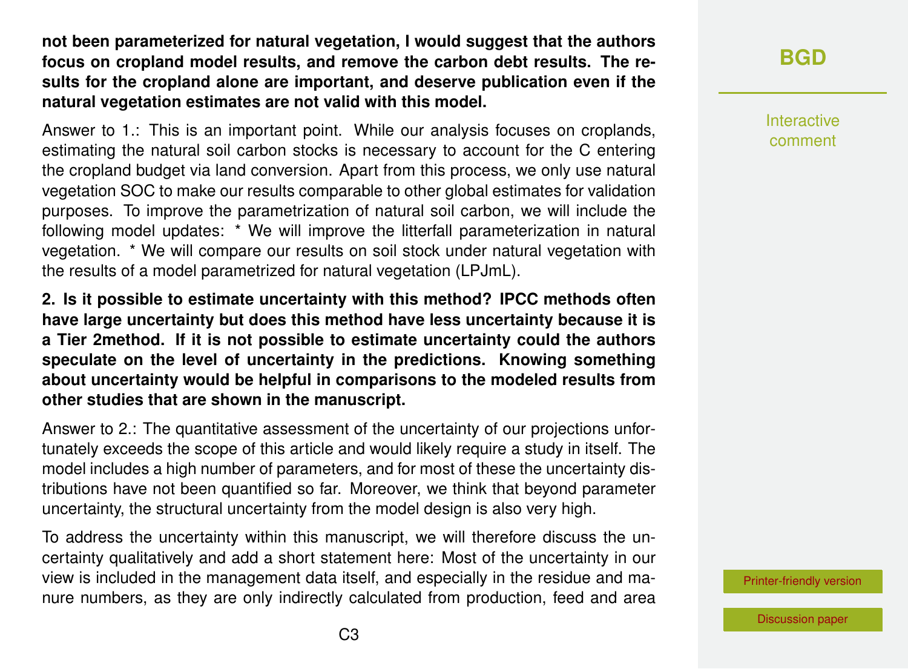**not been parameterized for natural vegetation, I would suggest that the authors focus on cropland model results, and remove the carbon debt results. The results for the cropland alone are important, and deserve publication even if the natural vegetation estimates are not valid with this model.**

Answer to 1.: This is an important point. While our analysis focuses on croplands, estimating the natural soil carbon stocks is necessary to account for the C entering the cropland budget via land conversion. Apart from this process, we only use natural vegetation SOC to make our results comparable to other global estimates for validation purposes. To improve the parametrization of natural soil carbon, we will include the following model updates: * We will improve the litterfall parameterization in natural vegetation. * We will compare our results on soil stock under natural vegetation with the results of a model parametrized for natural vegetation (LPJmL).

**2. Is it possible to estimate uncertainty with this method? IPCC methods often have large uncertainty but does this method have less uncertainty because it is a Tier 2method. If it is not possible to estimate uncertainty could the authors speculate on the level of uncertainty in the predictions. Knowing something about uncertainty would be helpful in comparisons to the modeled results from other studies that are shown in the manuscript.**

Answer to 2.: The quantitative assessment of the uncertainty of our projections unfortunately exceeds the scope of this article and would likely require a study in itself. The model includes a high number of parameters, and for most of these the uncertainty distributions have not been quantified so far. Moreover, we think that beyond parameter uncertainty, the structural uncertainty from the model design is also very high.

To address the uncertainty within this manuscript, we will therefore discuss the uncertainty qualitatively and add a short statement here: Most of the uncertainty in our view is included in the management data itself, and especially in the residue and manure numbers, as they are only indirectly calculated from production, feed and area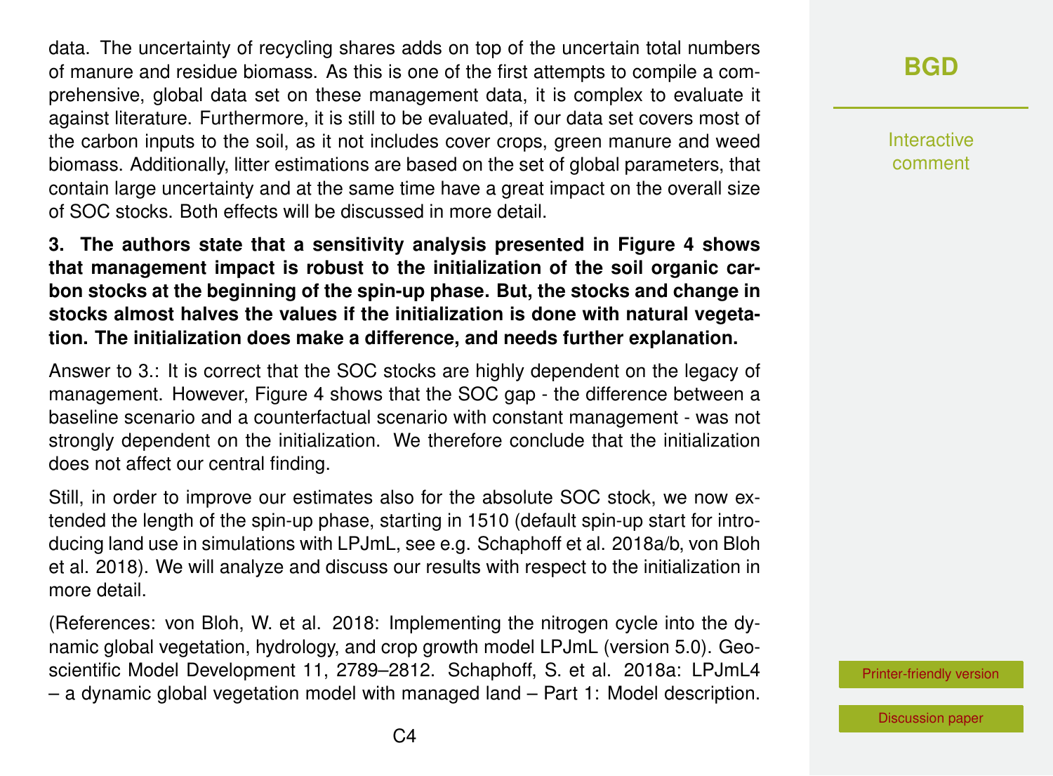data. The uncertainty of recycling shares adds on top of the uncertain total numbers of manure and residue biomass. As this is one of the first attempts to compile a comprehensive, global data set on these management data, it is complex to evaluate it against literature. Furthermore, it is still to be evaluated, if our data set covers most of the carbon inputs to the soil, as it not includes cover crops, green manure and weed biomass. Additionally, litter estimations are based on the set of global parameters, that contain large uncertainty and at the same time have a great impact on the overall size of SOC stocks. Both effects will be discussed in more detail.

**3. The authors state that a sensitivity analysis presented in Figure 4 shows that management impact is robust to the initialization of the soil organic carbon stocks at the beginning of the spin-up phase. But, the stocks and change in stocks almost halves the values if the initialization is done with natural vegetation. The initialization does make a difference, and needs further explanation.**

Answer to 3.: It is correct that the SOC stocks are highly dependent on the legacy of management. However, Figure 4 shows that the SOC gap - the difference between a baseline scenario and a counterfactual scenario with constant management - was not strongly dependent on the initialization. We therefore conclude that the initialization does not affect our central finding.

Still, in order to improve our estimates also for the absolute SOC stock, we now extended the length of the spin-up phase, starting in 1510 (default spin-up start for introducing land use in simulations with LPJmL, see e.g. Schaphoff et al. 2018a/b, von Bloh et al. 2018). We will analyze and discuss our results with respect to the initialization in more detail.

(References: von Bloh, W. et al. 2018: Implementing the nitrogen cycle into the dynamic global vegetation, hydrology, and crop growth model LPJmL (version 5.0). Geoscientific Model Development 11, 2789–2812. Schaphoff, S. et al. 2018a: LPJmL4 – a dynamic global vegetation model with managed land – Part 1: Model description.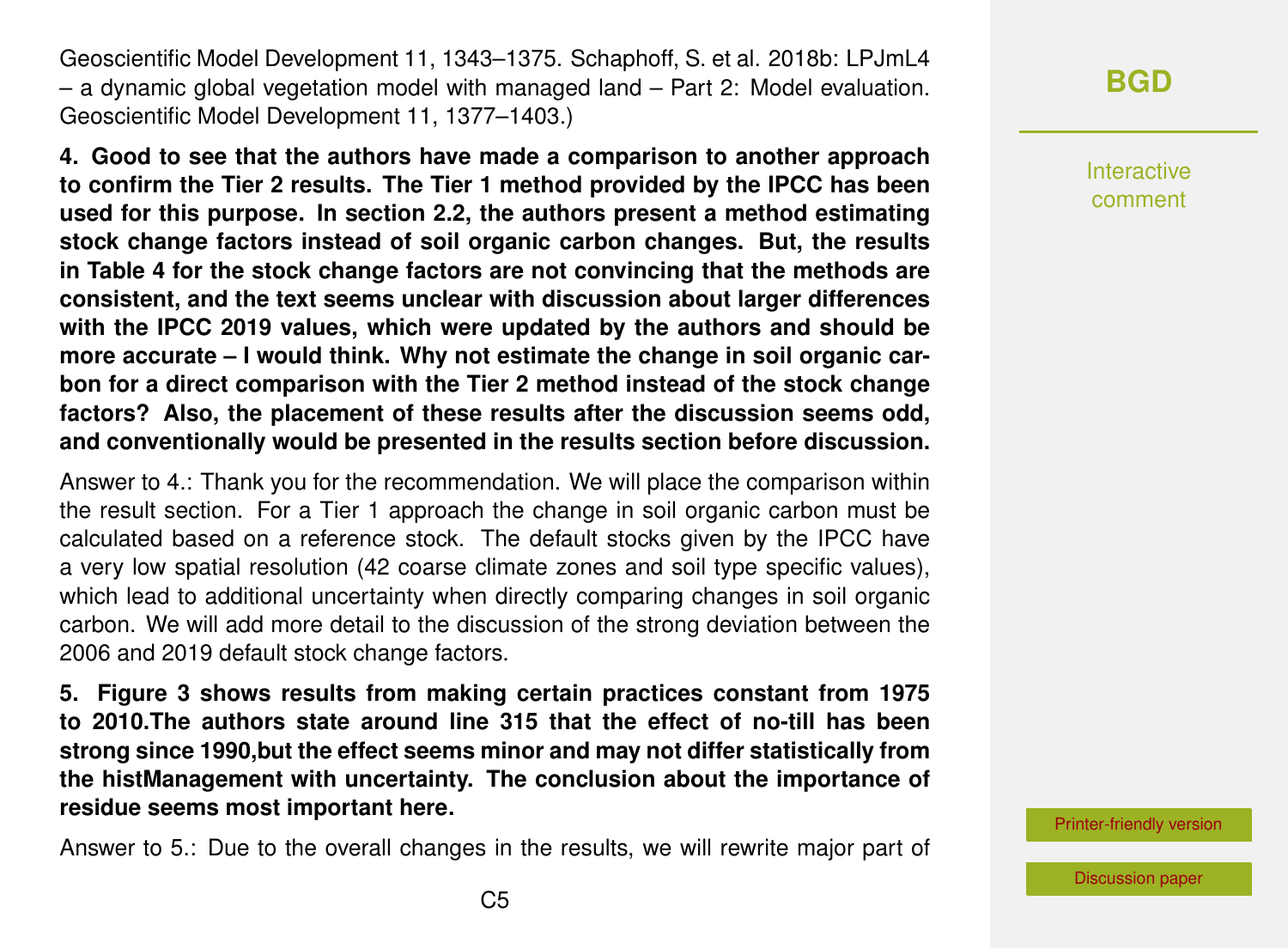Geoscientific Model Development 11, 1343–1375. Schaphoff, S. et al. 2018b: LPJmL4 – a dynamic global vegetation model with managed land – Part 2: Model evaluation. Geoscientific Model Development 11, 1377–1403.)

**4. Good to see that the authors have made a comparison to another approach to confirm the Tier 2 results. The Tier 1 method provided by the IPCC has been used for this purpose. In section 2.2, the authors present a method estimating stock change factors instead of soil organic carbon changes. But, the results in Table 4 for the stock change factors are not convincing that the methods are consistent, and the text seems unclear with discussion about larger differences with the IPCC 2019 values, which were updated by the authors and should be more accurate – I would think. Why not estimate the change in soil organic carbon for a direct comparison with the Tier 2 method instead of the stock change factors? Also, the placement of these results after the discussion seems odd, and conventionally would be presented in the results section before discussion.**

Answer to 4.: Thank you for the recommendation. We will place the comparison within the result section. For a Tier 1 approach the change in soil organic carbon must be calculated based on a reference stock. The default stocks given by the IPCC have a very low spatial resolution (42 coarse climate zones and soil type specific values), which lead to additional uncertainty when directly comparing changes in soil organic carbon. We will add more detail to the discussion of the strong deviation between the 2006 and 2019 default stock change factors.

**5. Figure 3 shows results from making certain practices constant from 1975 to 2010.The authors state around line 315 that the effect of no-till has been strong since 1990,but the effect seems minor and may not differ statistically from the histManagement with uncertainty. The conclusion about the importance of residue seems most important here.**

Answer to 5.: Due to the overall changes in the results, we will rewrite major part of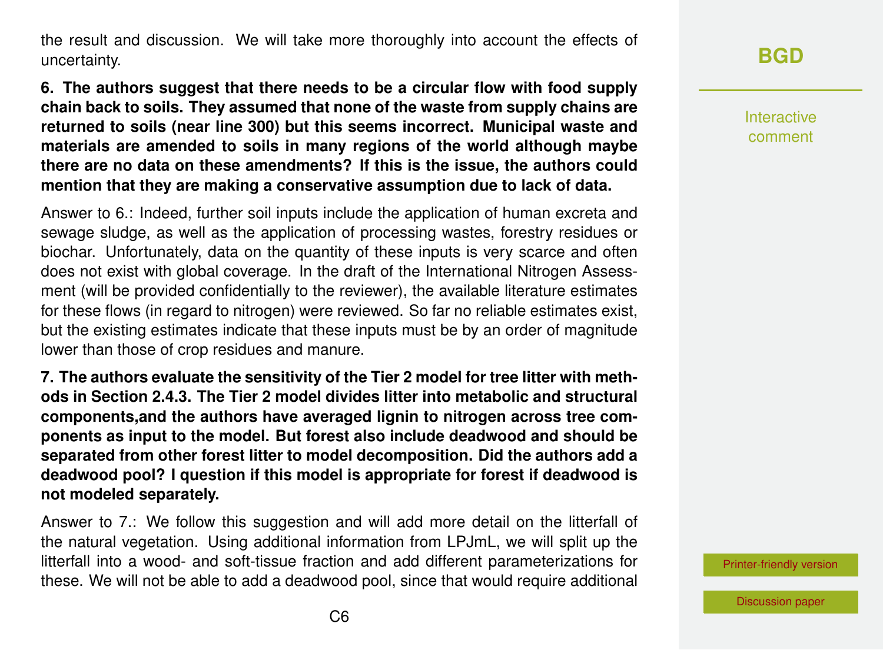the result and discussion. We will take more thoroughly into account the effects of uncertainty.

**6. The authors suggest that there needs to be a circular flow with food supply chain back to soils. They assumed that none of the waste from supply chains are returned to soils (near line 300) but this seems incorrect. Municipal waste and materials are amended to soils in many regions of the world although maybe there are no data on these amendments? If this is the issue, the authors could mention that they are making a conservative assumption due to lack of data.**

Answer to 6.: Indeed, further soil inputs include the application of human excreta and sewage sludge, as well as the application of processing wastes, forestry residues or biochar. Unfortunately, data on the quantity of these inputs is very scarce and often does not exist with global coverage. In the draft of the International Nitrogen Assessment (will be provided confidentially to the reviewer), the available literature estimates for these flows (in regard to nitrogen) were reviewed. So far no reliable estimates exist, but the existing estimates indicate that these inputs must be by an order of magnitude lower than those of crop residues and manure.

**7. The authors evaluate the sensitivity of the Tier 2 model for tree litter with methods in Section 2.4.3. The Tier 2 model divides litter into metabolic and structural components,and the authors have averaged lignin to nitrogen across tree components as input to the model. But forest also include deadwood and should be separated from other forest litter to model decomposition. Did the authors add a deadwood pool? I question if this model is appropriate for forest if deadwood is not modeled separately.**

Answer to 7.: We follow this suggestion and will add more detail on the litterfall of the natural vegetation. Using additional information from LPJmL, we will split up the litterfall into a wood- and soft-tissue fraction and add different parameterizations for these. We will not be able to add a deadwood pool, since that would require additional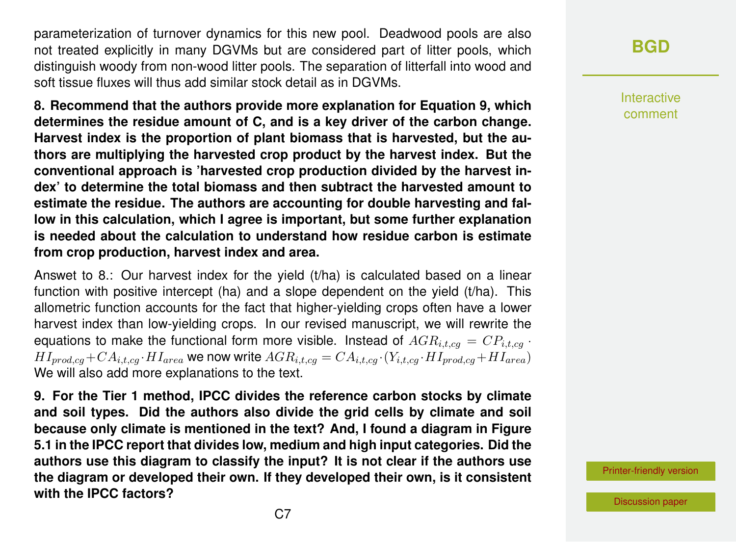parameterization of turnover dynamics for this new pool. Deadwood pools are also not treated explicitly in many DGVMs but are considered part of litter pools, which distinguish woody from non-wood litter pools. The separation of litterfall into wood and soft tissue fluxes will thus add similar stock detail as in DGVMs.

**8. Recommend that the authors provide more explanation for Equation 9, which determines the residue amount of C, and is a key driver of the carbon change. Harvest index is the proportion of plant biomass that is harvested, but the authors are multiplying the harvested crop product by the harvest index. But the conventional approach is 'harvested crop production divided by the harvest index' to determine the total biomass and then subtract the harvested amount to estimate the residue. The authors are accounting for double harvesting and fallow in this calculation, which I agree is important, but some further explanation is needed about the calculation to understand how residue carbon is estimate from crop production, harvest index and area.**

Answet to 8.: Our harvest index for the yield (t/ha) is calculated based on a linear function with positive intercept (ha) and a slope dependent on the yield (t/ha). This allometric function accounts for the fact that higher-yielding crops often have a lower harvest index than low-yielding crops. In our revised manuscript, we will rewrite the equations to make the functional form more visible. Instead of $AGR_{i,t,cg} = CP_{i,t,cg} \cdot HI_{prod,cg} + CA_{i,t,cg} \cdot HI_{area}$ we now write $AGR_{i,t,cg} = CA_{i,t,cg} \cdot (Y_{i,t,cg} \cdot HI_{prod,cg} + HI_{area})$ We will also add more explanations to the text.

**9. For the Tier 1 method, IPCC divides the reference carbon stocks by climate and soil types. Did the authors also divide the grid cells by climate and soil because only climate is mentioned in the text? And, I found a diagram in Figure 5.1 in the IPCC report that divides low, medium and high input categories. Did the authors use this diagram to classify the input? It is not clear if the authors use the diagram or developed their own. If they developed their own, is it consistent with the IPCC factors?**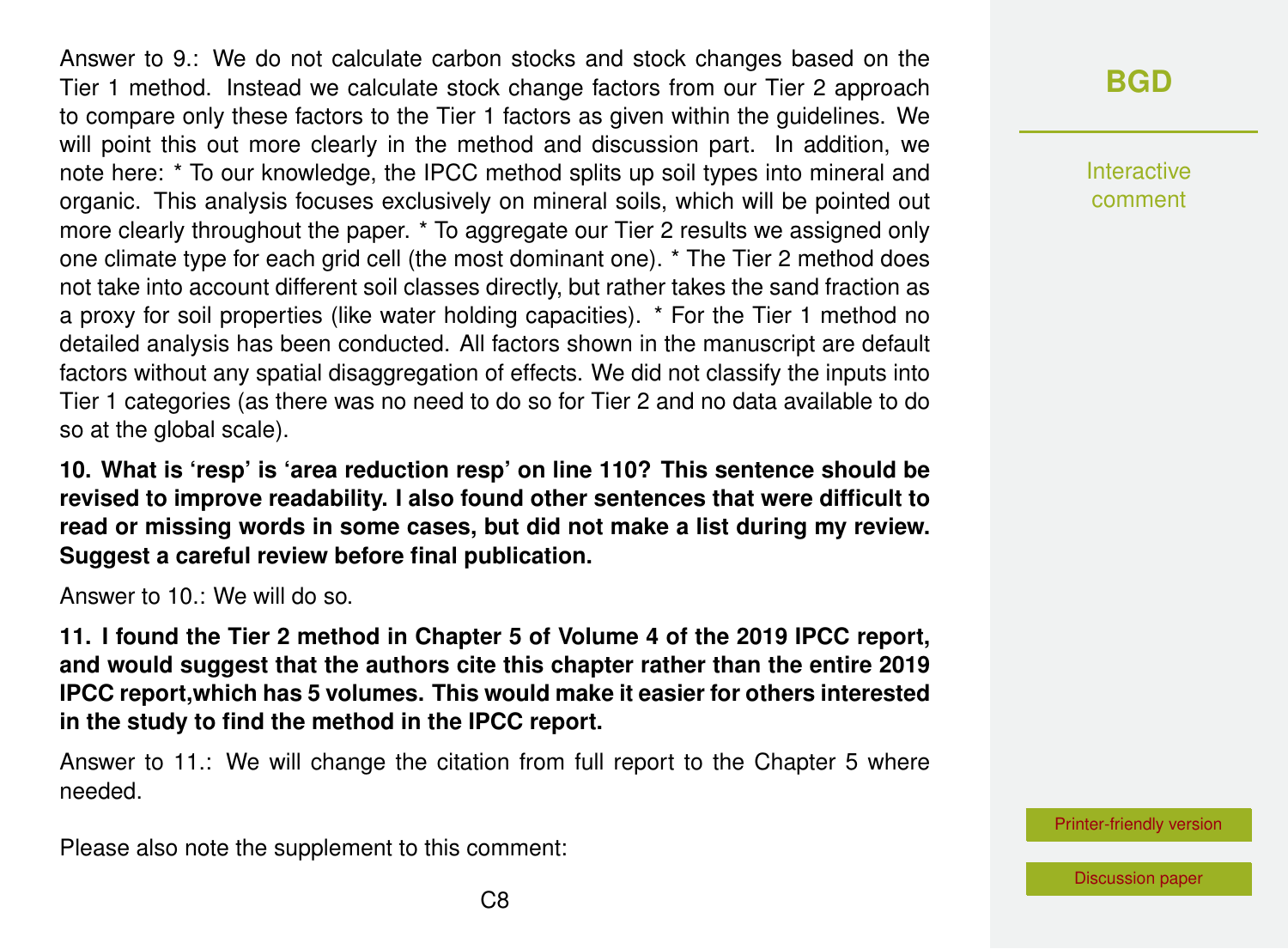Answer to 9.: We do not calculate carbon stocks and stock changes based on the Tier 1 method. Instead we calculate stock change factors from our Tier 2 approach to compare only these factors to the Tier 1 factors as given within the guidelines. We will point this out more clearly in the method and discussion part. In addition, we note here: * To our knowledge, the IPCC method splits up soil types into mineral and organic. This analysis focuses exclusively on mineral soils, which will be pointed out more clearly throughout the paper. * To aggregate our Tier 2 results we assigned only one climate type for each grid cell (the most dominant one). * The Tier 2 method does not take into account different soil classes directly, but rather takes the sand fraction as a proxy for soil properties (like water holding capacities). * For the Tier 1 method no detailed analysis has been conducted. All factors shown in the manuscript are default factors without any spatial disaggregation of effects. We did not classify the inputs into Tier 1 categories (as there was no need to do so for Tier 2 and no data available to do so at the global scale).

**10. What is 'resp' is 'area reduction resp' on line 110? This sentence should be revised to improve readability. I also found other sentences that were difficult to read or missing words in some cases, but did not make a list during my review. Suggest a careful review before final publication.**

Answer to 10.: We will do so.

**11. I found the Tier 2 method in Chapter 5 of Volume 4 of the 2019 IPCC report, and would suggest that the authors cite this chapter rather than the entire 2019 IPCC report,which has 5 volumes. This would make it easier for others interested in the study to find the method in the IPCC report.**

Answer to 11.: We will change the citation from full report to the Chapter 5 where needed.

Please also note the supplement to this comment: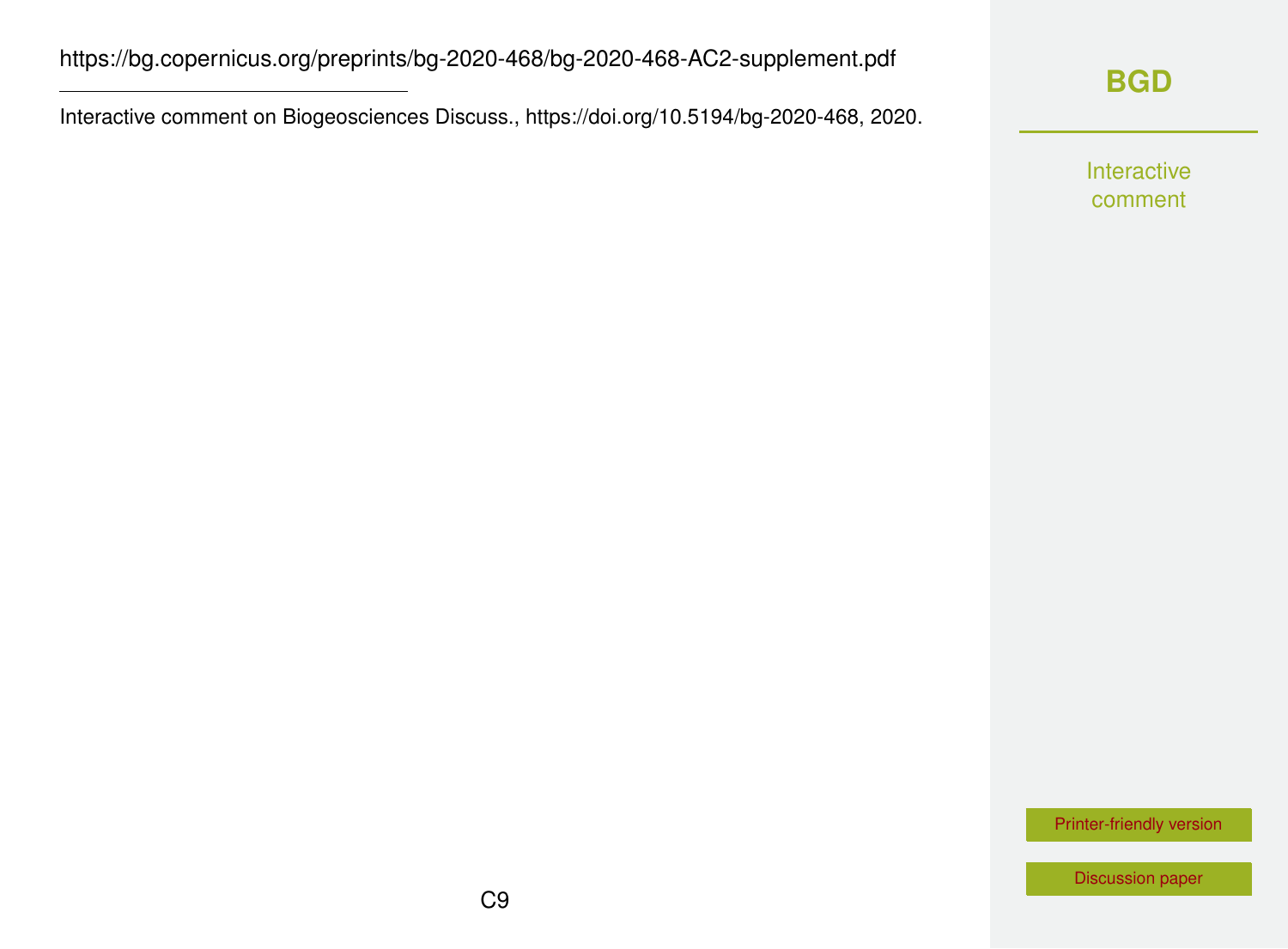https://bg.copernicus.org/preprints/bg-2020-468/bg-2020-468-AC2-supplement.pdf

---

Interactive comment on Biogeosciences Discuss., https://doi.org/10.5194/bg-2020-468, 2020.